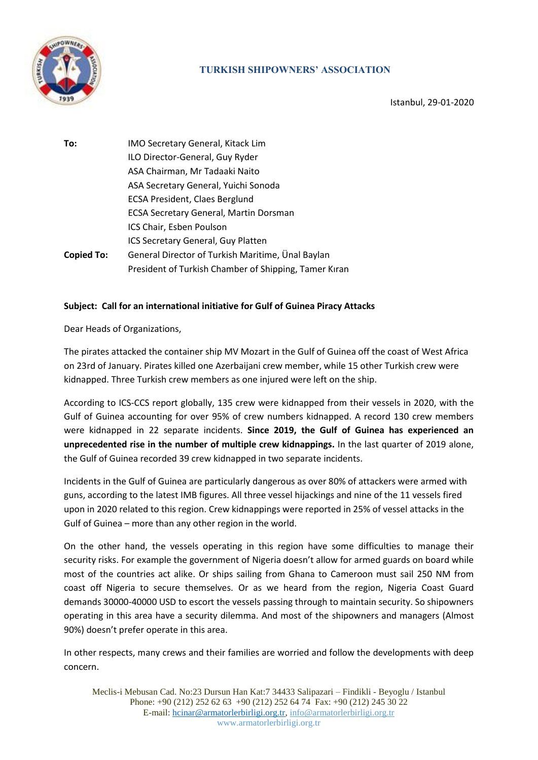# TURKISH SHIPOWNERS' ASSOCIATION

Istanbul, 29-01-2020

| | |
|---|---|
| **To:** | IMO Secretary General, Kitack Lim |
| | ILO Director-General, Guy Ryder |
| | ASA Chairman, Mr Tadaaki Naito |
| | ASA Secretary General, Yuichi Sonoda |
| | ECSA President, Claes Berglund |
| | ECSA Secretary General, Martin Dorsman |
| | ICS Chair, Esben Poulson |
| | ICS Secretary General, Guy Platten |
| **Copied To:** | General Director of Turkish Maritime, Ünal Baylan |
| | President of Turkish Chamber of Shipping, Tamer Kıran |

**Subject: Call for an international initiative for Gulf of Guinea Piracy Attacks**

Dear Heads of Organizations,

The pirates attacked the container ship MV Mozart in the Gulf of Guinea off the coast of West Africa on 23rd of January. Pirates killed one Azerbaijani crew member, while 15 other Turkish crew were kidnapped. Three Turkish crew members as one injured were left on the ship.

According to ICS-CCS report globally, 135 crew were kidnapped from their vessels in 2020, with the Gulf of Guinea accounting for over 95% of crew numbers kidnapped. A record 130 crew members were kidnapped in 22 separate incidents. **Since 2019, the Gulf of Guinea has experienced an unprecedented rise in the number of multiple crew kidnappings.** In the last quarter of 2019 alone, the Gulf of Guinea recorded 39 crew kidnapped in two separate incidents.

Incidents in the Gulf of Guinea are particularly dangerous as over 80% of attackers were armed with guns, according to the latest IMB figures. All three vessel hijackings and nine of the 11 vessels fired upon in 2020 related to this region. Crew kidnappings were reported in 25% of vessel attacks in the Gulf of Guinea – more than any other region in the world.

On the other hand, the vessels operating in this region have some difficulties to manage their security risks. For example the government of Nigeria doesn't allow for armed guards on board while most of the countries act alike. Or ships sailing from Ghana to Cameroon must sail 250 NM from coast off Nigeria to secure themselves. Or as we heard from the region, Nigeria Coast Guard demands 30000-40000 USD to escort the vessels passing through to maintain security. So shipowners operating in this area have a security dilemma. And most of the shipowners and managers (Almost 90%) doesn't prefer operate in this area.

In other respects, many crews and their families are worried and follow the developments with deep concern.

Meclis-i Mebusan Cad. No:23 Dursun Han Kat:7 34433 Salipazari – Findikli - Beyoglu / Istanbul
Phone: +90 (212) 252 62 63 +90 (212) 252 64 74 Fax: +90 (212) 245 30 22
E-mail: hcinar@armatorlerbirligi.org.tr, info@armatorlerbirligi.org.tr
www.armatorlerbirligi.org.tr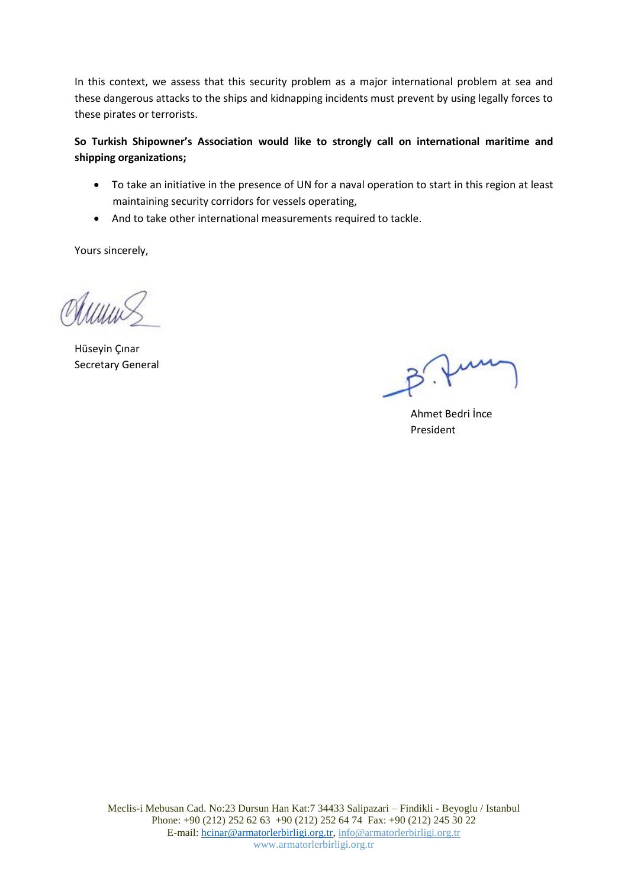In this context, we assess that this security problem as a major international problem at sea and these dangerous attacks to the ships and kidnapping incidents must prevent by using legally forces to these pirates or terrorists.

**So Turkish Shipowner's Association would like to strongly call on international maritime and shipping organizations;**

- To take an initiative in the presence of UN for a naval operation to start in this region at least maintaining security corridors for vessels operating,
- And to take other international measurements required to tackle.

Yours sincerely,

Hüseyin Çınar
Secretary General

Ahmet Bedri İnce
President

Meclis-i Mebusan Cad. No:23 Dursun Han Kat:7 34433 Salipazari – Findikli - Beyoglu / Istanbul
Phone: +90 (212) 252 62 63 +90 (212) 252 64 74 Fax: +90 (212) 245 30 22
E-mail: hcinar@armatorlerbirligi.org.tr, info@armatorlerbirligi.org.tr
www.armatorlerbirligi.org.tr